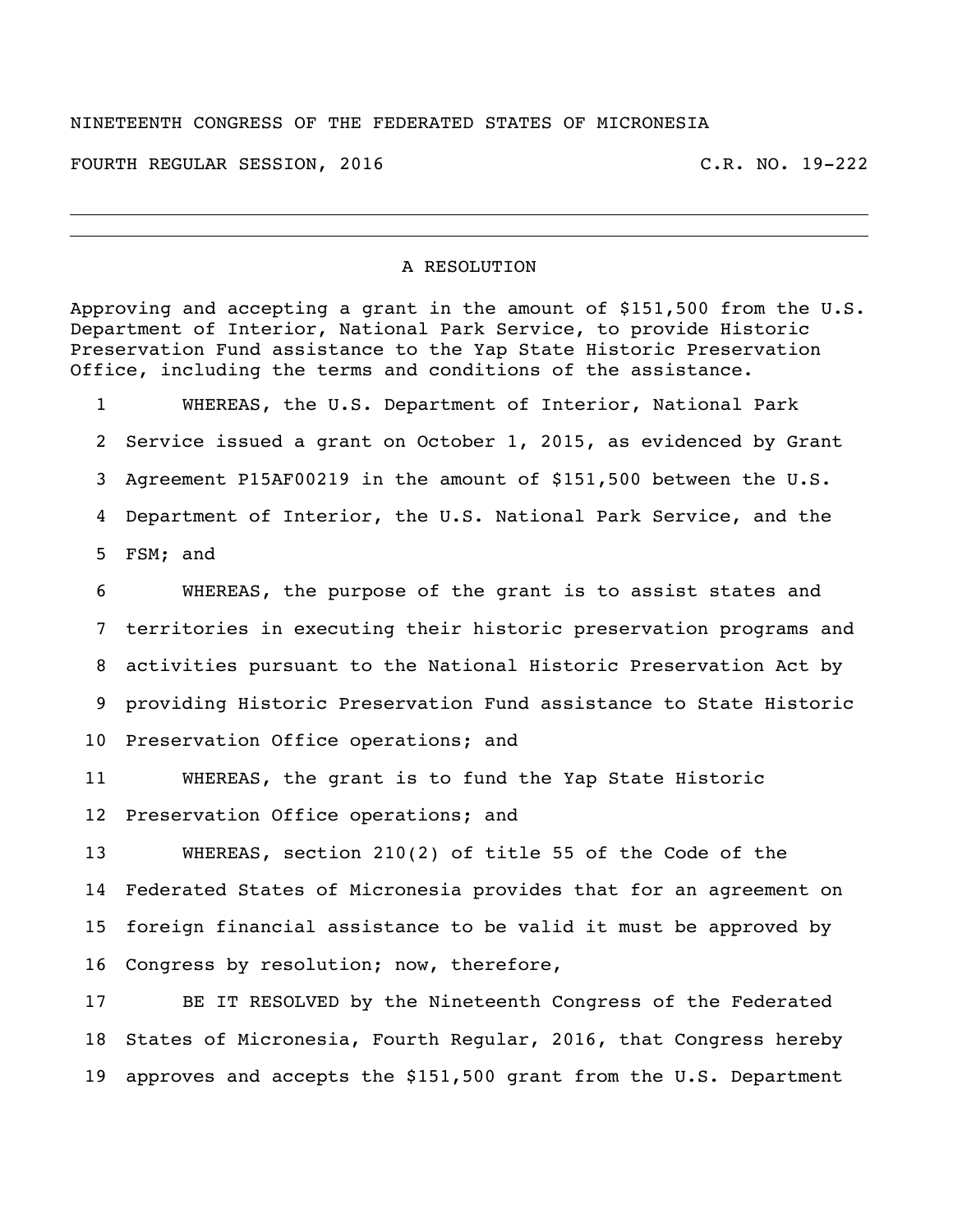NINETEENTH CONGRESS OF THE FEDERATED STATES OF MICRONESIA

FOURTH REGULAR SESSION, 2016 C.R. NO. 19-222

---

A RESOLUTION

Approving and accepting a grant in the amount of $151,500 from the U.S. Department of Interior, National Park Service, to provide Historic Preservation Fund assistance to the Yap State Historic Preservation Office, including the terms and conditions of the assistance.

1 WHEREAS, the U.S. Department of Interior, National Park
2 Service issued a grant on October 1, 2015, as evidenced by Grant
3 Agreement P15AF00219 in the amount of $151,500 between the U.S.
4 Department of Interior, the U.S. National Park Service, and the
5 FSM; and

6 WHEREAS, the purpose of the grant is to assist states and
7 territories in executing their historic preservation programs and
8 activities pursuant to the National Historic Preservation Act by
9 providing Historic Preservation Fund assistance to State Historic
10 Preservation Office operations; and

11 WHEREAS, the grant is to fund the Yap State Historic
12 Preservation Office operations; and

13 WHEREAS, section 210(2) of title 55 of the Code of the
14 Federated States of Micronesia provides that for an agreement on
15 foreign financial assistance to be valid it must be approved by
16 Congress by resolution; now, therefore,

17 BE IT RESOLVED by the Nineteenth Congress of the Federated
18 States of Micronesia, Fourth Regular, 2016, that Congress hereby
19 approves and accepts the $151,500 grant from the U.S. Department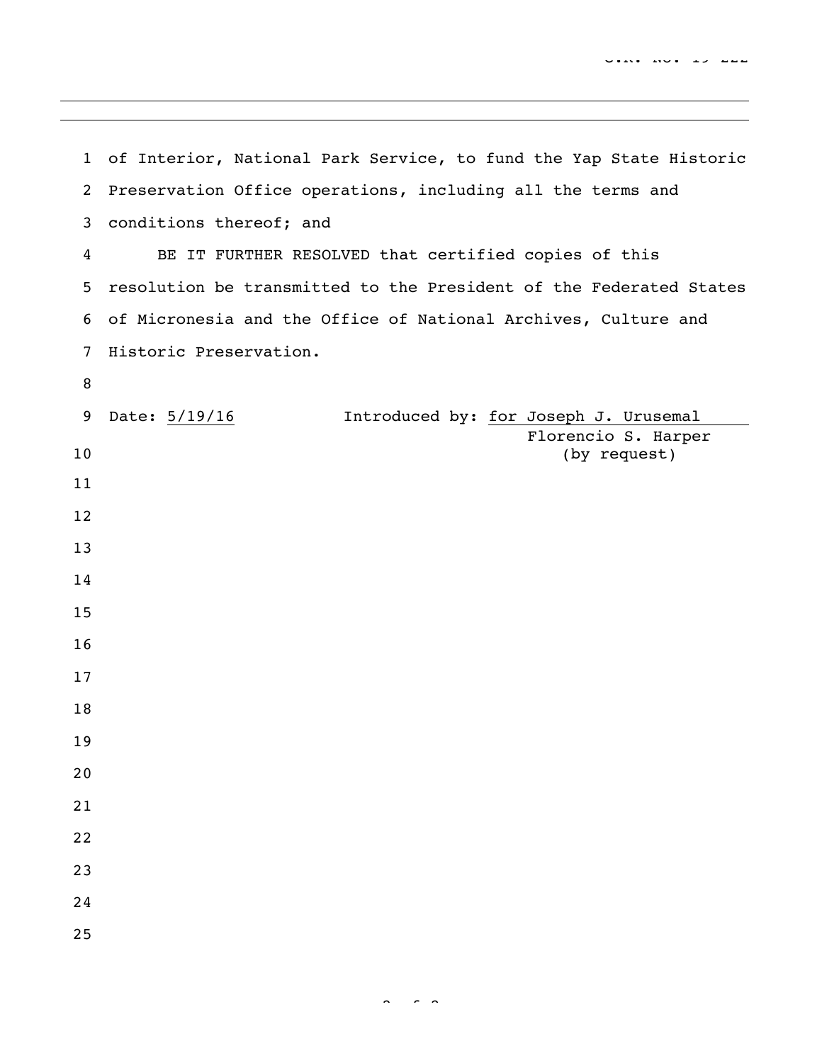of Interior, National Park Service, to fund the Yap State Historic Preservation Office operations, including all the terms and conditions thereof; and

BE IT FURTHER RESOLVED that certified copies of this resolution be transmitted to the President of the Federated States of Micronesia and the Office of National Archives, Culture and Historic Preservation.

Date: 5/19/16 Introduced by: for Joseph J. Urusemal

Florencio S. Harper
(by request)